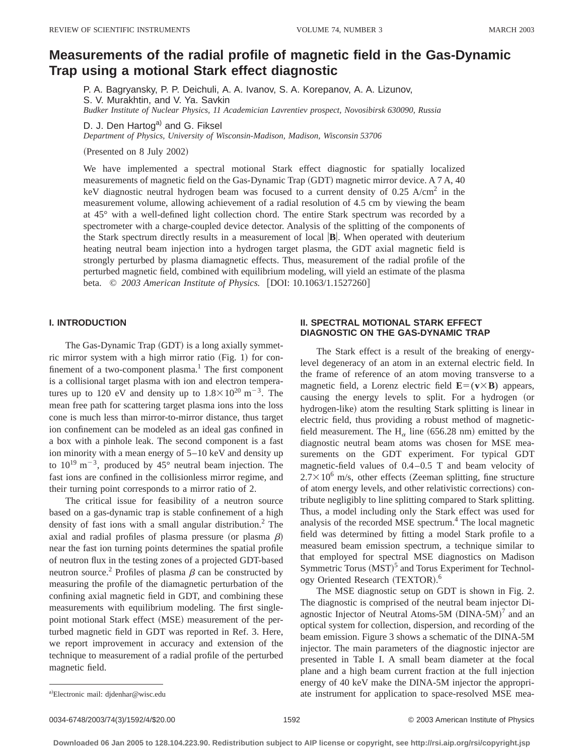# Measurements of the radial profile of magnetic field in the Gas-Dynamic Trap using a motional Stark effect diagnostic

P. A. Bagryansky, P. P. Deichuli, A. A. Ivanov, S. A. Korepanov, A. A. Lizunov, S. V. Murakhtin, and V. Ya. Savkin
*Budker Institute of Nuclear Physics, 11 Academician Lavrentiev prospect, Novosibirsk 630090, Russia*

D. J. Den Hartog[a] and G. Fiksel
*Department of Physics, University of Wisconsin-Madison, Madison, Wisconsin 53706*

(Presented on 8 July 2002)

We have implemented a spectral motional Stark effect diagnostic for spatially localized measurements of magnetic field on the Gas-Dynamic Trap (GDT) magnetic mirror device. A 7 A, 40 keV diagnostic neutral hydrogen beam was focused to a current density of 0.25 A/cm$^2$ in the measurement volume, allowing achievement of a radial resolution of 4.5 cm by viewing the beam at 45° with a well-defined light collection chord. The entire Stark spectrum was recorded by a spectrometer with a charge-coupled device detector. Analysis of the splitting of the components of the Stark spectrum directly results in a measurement of local $|\mathbf{B}|$. When operated with deuterium heating neutral beam injection into a hydrogen target plasma, the GDT axial magnetic field is strongly perturbed by plasma diamagnetic effects. Thus, measurement of the radial profile of the perturbed magnetic field, combined with equilibrium modeling, will yield an estimate of the plasma beta. © *2003 American Institute of Physics.* [DOI: 10.1063/1.1527260]

## I. INTRODUCTION

The Gas-Dynamic Trap (GDT) is a long axially symmetric mirror system with a high mirror ratio (Fig. 1) for confinement of a two-component plasma.[1] The first component is a collisional target plasma with ion and electron temperatures up to 120 eV and density up to $1.8\times10^{20}$ m$^{-3}$. The mean free path for scattering target plasma ions into the loss cone is much less than mirror-to-mirror distance, thus target ion confinement can be modeled as an ideal gas confined in a box with a pinhole leak. The second component is a fast ion minority with a mean energy of 5–10 keV and density up to $10^{19}$ m$^{-3}$, produced by 45° neutral beam injection. The fast ions are confined in the collisionless mirror regime, and their turning point corresponds to a mirror ratio of 2.

The critical issue for feasibility of a neutron source based on a gas-dynamic trap is stable confinement of a high density of fast ions with a small angular distribution.[2] The axial and radial profiles of plasma pressure (or plasma $\beta$) near the fast ion turning points determines the spatial profile of neutron flux in the testing zones of a projected GDT-based neutron source.[2] Profiles of plasma $\beta$ can be constructed by measuring the profile of the diamagnetic perturbation of the confining axial magnetic field in GDT, and combining these measurements with equilibrium modeling. The first single-point motional Stark effect (MSE) measurement of the perturbed magnetic field in GDT was reported in Ref. 3. Here, we report improvement in accuracy and extension of the technique to measurement of a radial profile of the perturbed magnetic field.

## II. SPECTRAL MOTIONAL STARK EFFECT DIAGNOSTIC ON THE GAS-DYNAMIC TRAP

The Stark effect is a result of the breaking of energy-level degeneracy of an atom in an external electric field. In the frame of reference of an atom moving transverse to a magnetic field, a Lorenz electric field $\mathbf{E}=(\mathbf{v}\times\mathbf{B})$ appears, causing the energy levels to split. For a hydrogen (or hydrogen-like) atom the resulting Stark splitting is linear in electric field, thus providing a robust method of magnetic-field measurement. The $H_\alpha$ line (656.28 nm) emitted by the diagnostic neutral beam atoms was chosen for MSE measurements on the GDT experiment. For typical GDT magnetic-field values of 0.4–0.5 T and beam velocity of $2.7\times10^6$ m/s, other effects (Zeeman splitting, fine structure of atom energy levels, and other relativistic corrections) contribute negligibly to line splitting compared to Stark splitting. Thus, a model including only the Stark effect was used for analysis of the recorded MSE spectrum.[4] The local magnetic field was determined by fitting a model Stark profile to a measured beam emission spectrum, a technique similar to that employed for spectral MSE diagnostics on Madison Symmetric Torus (MST)[5] and Torus Experiment for Technology Oriented Research (TEXTOR).[6]

The MSE diagnostic setup on GDT is shown in Fig. 2. The diagnostic is comprised of the neutral beam injector Diagnostic Injector of Neutral Atoms-5M (DINA-5M)[7] and an optical system for collection, dispersion, and recording of the beam emission. Figure 3 shows a schematic of the DINA-5M injector. The main parameters of the diagnostic injector are presented in Table I. A small beam diameter at the focal plane and a high beam current fraction at the full injection energy of 40 keV make the DINA-5M injector the appropriate instrument for application to space-resolved MSE mea-

[a]Electronic mail: djdenhar@wisc.edu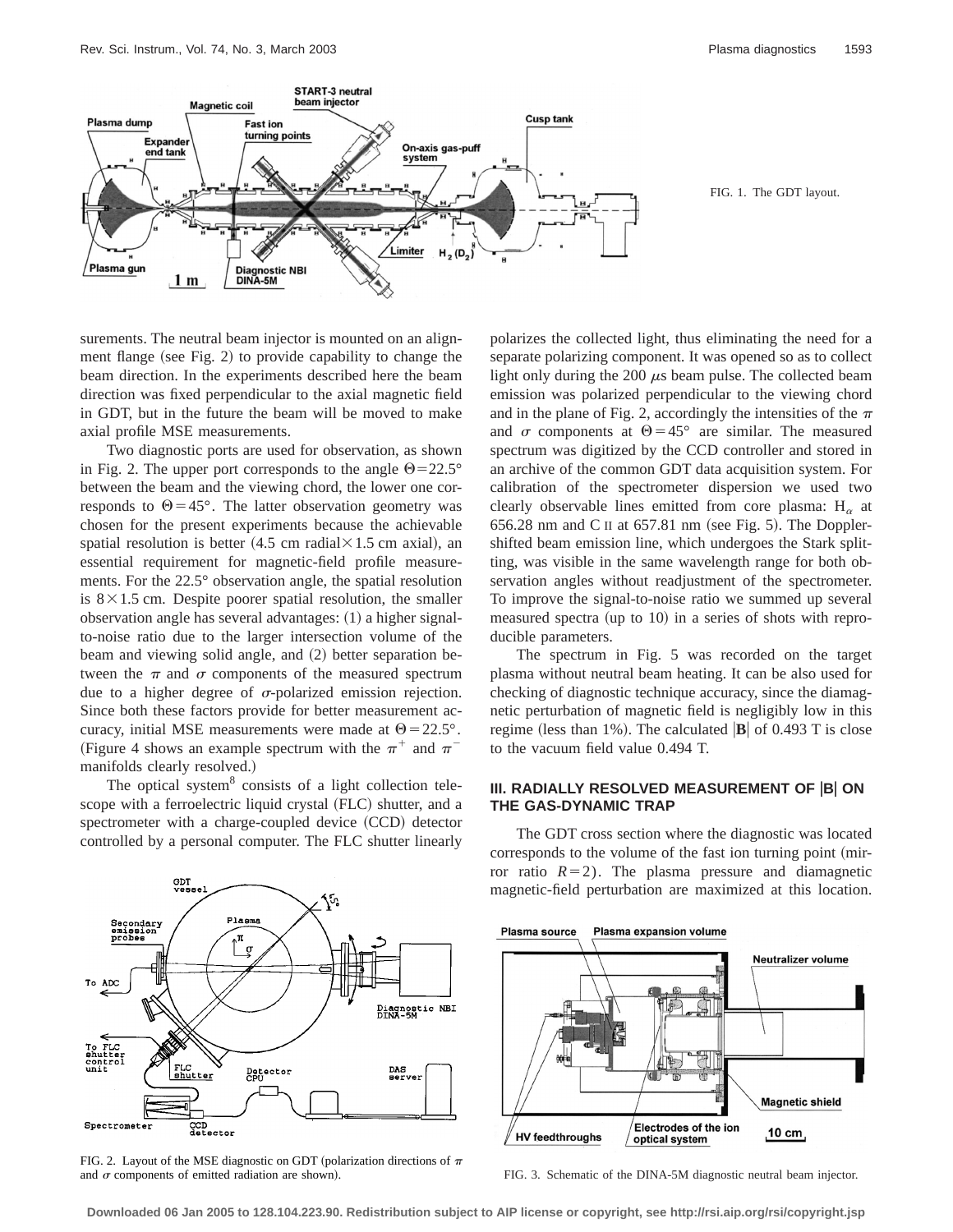FIG. 1. The GDT layout.

surements. The neutral beam injector is mounted on an alignment flange (see Fig. 2) to provide capability to change the beam direction. In the experiments described here the beam direction was fixed perpendicular to the axial magnetic field in GDT, but in the future the beam will be moved to make axial profile MSE measurements.

Two diagnostic ports are used for observation, as shown in Fig. 2. The upper port corresponds to the angle $\Theta=22.5°$ between the beam and the viewing chord, the lower one corresponds to $\Theta=45°$. The latter observation geometry was chosen for the present experiments because the achievable spatial resolution is better (4.5 cm radial×1.5 cm axial), an essential requirement for magnetic-field profile measurements. For the 22.5° observation angle, the spatial resolution is 8×1.5 cm. Despite poorer spatial resolution, the smaller observation angle has several advantages: (1) a higher signal-to-noise ratio due to the larger intersection volume of the beam and viewing solid angle, and (2) better separation between the $\pi$ and $\sigma$ components of the measured spectrum due to a higher degree of $\sigma$-polarized emission rejection. Since both these factors provide for better measurement accuracy, initial MSE measurements were made at $\Theta=22.5°$. (Figure 4 shows an example spectrum with the $\pi^{+}$ and $\pi^{-}$ manifolds clearly resolved.)

The optical system[8] consists of a light collection telescope with a ferroelectric liquid crystal (FLC) shutter, and a spectrometer with a charge-coupled device (CCD) detector controlled by a personal computer. The FLC shutter linearly polarizes the collected light, thus eliminating the need for a separate polarizing component. It was opened so as to collect light only during the 200 $\mu$s beam pulse. The collected beam emission was polarized perpendicular to the viewing chord and in the plane of Fig. 2, accordingly the intensities of the $\pi$ and $\sigma$ components at $\Theta=45°$ are similar. The measured spectrum was digitized by the CCD controller and stored in an archive of the common GDT data acquisition system. For calibration of the spectrometer dispersion we used two clearly observable lines emitted from core plasma: $H_{\alpha}$ at 656.28 nm and C II at 657.81 nm (see Fig. 5). The Doppler-shifted beam emission line, which undergoes the Stark splitting, was visible in the same wavelength range for both observation angles without readjustment of the spectrometer. To improve the signal-to-noise ratio we summed up several measured spectra (up to 10) in a series of shots with reproducible parameters.

The spectrum in Fig. 5 was recorded on the target plasma without neutral beam heating. It can be also used for checking of diagnostic technique accuracy, since the diamagnetic perturbation of magnetic field is negligibly low in this regime (less than 1%). The calculated $|\mathbf{B}|$ of 0.493 T is close to the vacuum field value 0.494 T.

## III. RADIALLY RESOLVED MEASUREMENT OF |B| ON THE GAS-DYNAMIC TRAP

The GDT cross section where the diagnostic was located corresponds to the volume of the fast ion turning point (mirror ratio $R=2$). The plasma pressure and diamagnetic magnetic-field perturbation are maximized at this location.

FIG. 2. Layout of the MSE diagnostic on GDT (polarization directions of $\pi$ and $\sigma$ components of emitted radiation are shown).

FIG. 3. Schematic of the DINA-5M diagnostic neutral beam injector.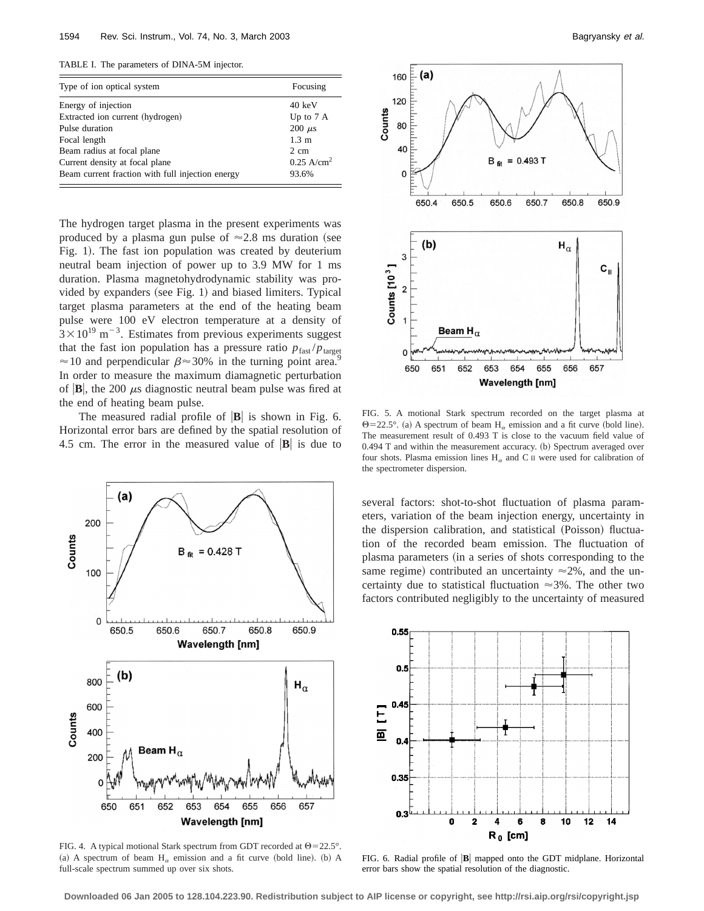TABLE I. The parameters of DINA-5M injector.

| Type of ion optical system | Focusing |
|---|---|
| Energy of injection | 40 keV |
| Extracted ion current (hydrogen) | Up to 7 A |
| Pulse duration | 200 $\mu$s |
| Focal length | 1.3 m |
| Beam radius at focal plane | 2 cm |
| Current density at focal plane | 0.25 A/cm$^2$ |
| Beam current fraction with full injection energy | 93.6% |

The hydrogen target plasma in the present experiments was produced by a plasma gun pulse of $\approx$2.8 ms duration (see Fig. 1). The fast ion population was created by deuterium neutral beam injection of power up to 3.9 MW for 1 ms duration. Plasma magnetohydrodynamic stability was provided by expanders (see Fig. 1) and biased limiters. Typical target plasma parameters at the end of the heating beam pulse were 100 eV electron temperature at a density of $3\times10^{19}$ m$^{-3}$. Estimates from previous experiments suggest that the fast ion population has a pressure ratio $p_{\text{fast}}/p_{\text{target}} \approx 10$ and perpendicular $\beta\approx 30\%$ in the turning point area.[9] In order to measure the maximum diamagnetic perturbation of $|\mathbf{B}|$, the 200 $\mu$s diagnostic neutral beam pulse was fired at the end of heating beam pulse.

The measured radial profile of $|\mathbf{B}|$ is shown in Fig. 6. Horizontal error bars are defined by the spatial resolution of 4.5 cm. The error in the measured value of $|\mathbf{B}|$ is due to several factors: shot-to-shot fluctuation of plasma parameters, variation of the beam injection energy, uncertainty in the dispersion calibration, and statistical (Poisson) fluctuation of the recorded beam emission. The fluctuation of plasma parameters (in a series of shots corresponding to the same regime) contributed an uncertainty $\approx$2%, and the uncertainty due to statistical fluctuation $\approx$3%. The other two factors contributed negligibly to the uncertainty of measured

FIG. 4. A typical motional Stark spectrum from GDT recorded at $\Theta=22.5°$. (a) A spectrum of beam $H_\alpha$ emission and a fit curve (bold line). (b) A full-scale spectrum summed up over six shots.

FIG. 5. A motional Stark spectrum recorded on the target plasma at $\Theta=22.5°$. (a) A spectrum of beam $H_\alpha$ emission and a fit curve (bold line). The measurement result of 0.493 T is close to the vacuum field value of 0.494 T and within the measurement accuracy. (b) Spectrum averaged over four shots. Plasma emission lines $H_\alpha$ and C II were used for calibration of the spectrometer dispersion.

FIG. 6. Radial profile of $|\mathbf{B}|$ mapped onto the GDT midplane. Horizontal error bars show the spatial resolution of the diagnostic.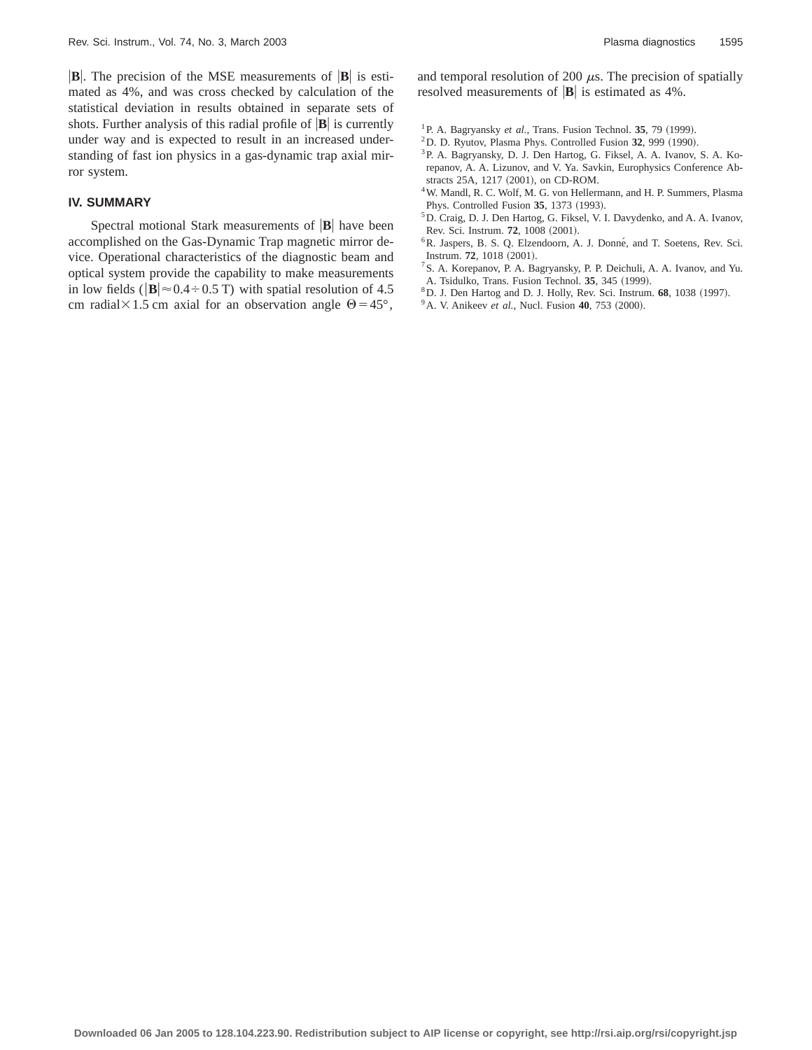$|\mathbf{B}|$. The precision of the MSE measurements of $|\mathbf{B}|$ is estimated as 4%, and was cross checked by calculation of the statistical deviation in results obtained in separate sets of shots. Further analysis of this radial profile of $|\mathbf{B}|$ is currently under way and is expected to result in an increased understanding of fast ion physics in a gas-dynamic trap axial mirror system.

## IV. SUMMARY

Spectral motional Stark measurements of $|\mathbf{B}|$ have been accomplished on the Gas-Dynamic Trap magnetic mirror device. Operational characteristics of the diagnostic beam and optical system provide the capability to make measurements in low fields ($|\mathbf{B}| \approx 0.4 \div 0.5$ T) with spatial resolution of 4.5 cm radial$\times$1.5 cm axial for an observation angle $\Theta = 45°$, and temporal resolution of 200 $\mu$s. The precision of spatially resolved measurements of $|\mathbf{B}|$ is estimated as 4%.

[1] P. A. Bagryansky *et al.*, Trans. Fusion Technol. **35**, 79 (1999).
[2] D. D. Ryutov, Plasma Phys. Controlled Fusion **32**, 999 (1990).
[3] P. A. Bagryansky, D. J. Den Hartog, G. Fiksel, A. A. Ivanov, S. A. Korepanov, A. A. Lizunov, and V. Ya. Savkin, Europhysics Conference Abstracts 25A, 1217 (2001), on CD-ROM.
[4] W. Mandl, R. C. Wolf, M. G. von Hellermann, and H. P. Summers, Plasma Phys. Controlled Fusion **35**, 1373 (1993).
[5] D. Craig, D. J. Den Hartog, G. Fiksel, V. I. Davydenko, and A. A. Ivanov, Rev. Sci. Instrum. **72**, 1008 (2001).
[6] R. Jaspers, B. S. Q. Elzendoorn, A. J. Donné, and T. Soetens, Rev. Sci. Instrum. **72**, 1018 (2001).
[7] S. A. Korepanov, P. A. Bagryansky, P. P. Deichuli, A. A. Ivanov, and Yu. A. Tsidulko, Trans. Fusion Technol. **35**, 345 (1999).
[8] D. J. Den Hartog and D. J. Holly, Rev. Sci. Instrum. **68**, 1038 (1997).
[9] A. V. Anikeev *et al.*, Nucl. Fusion **40**, 753 (2000).